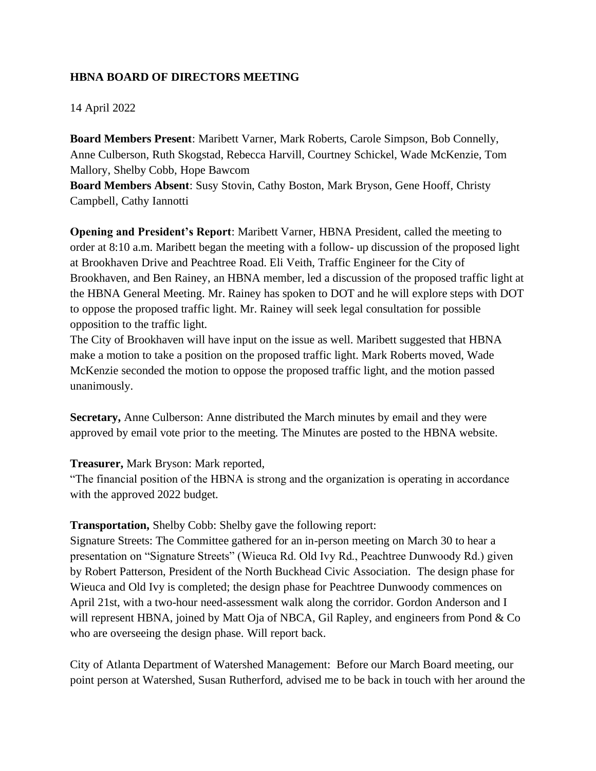**HBNA BOARD OF DIRECTORS MEETING**

14 April 2022

**Board Members Present**: Maribett Varner, Mark Roberts, Carole Simpson, Bob Connelly, Anne Culberson, Ruth Skogstad, Rebecca Harvill, Courtney Schickel, Wade McKenzie, Tom Mallory, Shelby Cobb, Hope Bawcom
**Board Members Absent**: Susy Stovin, Cathy Boston, Mark Bryson, Gene Hooff, Christy Campbell, Cathy Iannotti

**Opening and President's Report**: Maribett Varner, HBNA President, called the meeting to order at 8:10 a.m. Maribett began the meeting with a follow- up discussion of the proposed light at Brookhaven Drive and Peachtree Road. Eli Veith, Traffic Engineer for the City of Brookhaven, and Ben Rainey, an HBNA member, led a discussion of the proposed traffic light at the HBNA General Meeting. Mr. Rainey has spoken to DOT and he will explore steps with DOT to oppose the proposed traffic light. Mr. Rainey will seek legal consultation for possible opposition to the traffic light.
The City of Brookhaven will have input on the issue as well. Maribett suggested that HBNA make a motion to take a position on the proposed traffic light. Mark Roberts moved, Wade McKenzie seconded the motion to oppose the proposed traffic light, and the motion passed unanimously.

**Secretary,** Anne Culberson: Anne distributed the March minutes by email and they were approved by email vote prior to the meeting. The Minutes are posted to the HBNA website.

**Treasurer,** Mark Bryson: Mark reported,
"The financial position of the HBNA is strong and the organization is operating in accordance with the approved 2022 budget.

**Transportation,** Shelby Cobb: Shelby gave the following report:
Signature Streets: The Committee gathered for an in-person meeting on March 30 to hear a presentation on "Signature Streets" (Wieuca Rd. Old Ivy Rd., Peachtree Dunwoody Rd.) given by Robert Patterson, President of the North Buckhead Civic Association. The design phase for Wieuca and Old Ivy is completed; the design phase for Peachtree Dunwoody commences on April 21st, with a two-hour need-assessment walk along the corridor. Gordon Anderson and I will represent HBNA, joined by Matt Oja of NBCA, Gil Rapley, and engineers from Pond & Co who are overseeing the design phase. Will report back.

City of Atlanta Department of Watershed Management: Before our March Board meeting, our point person at Watershed, Susan Rutherford, advised me to be back in touch with her around the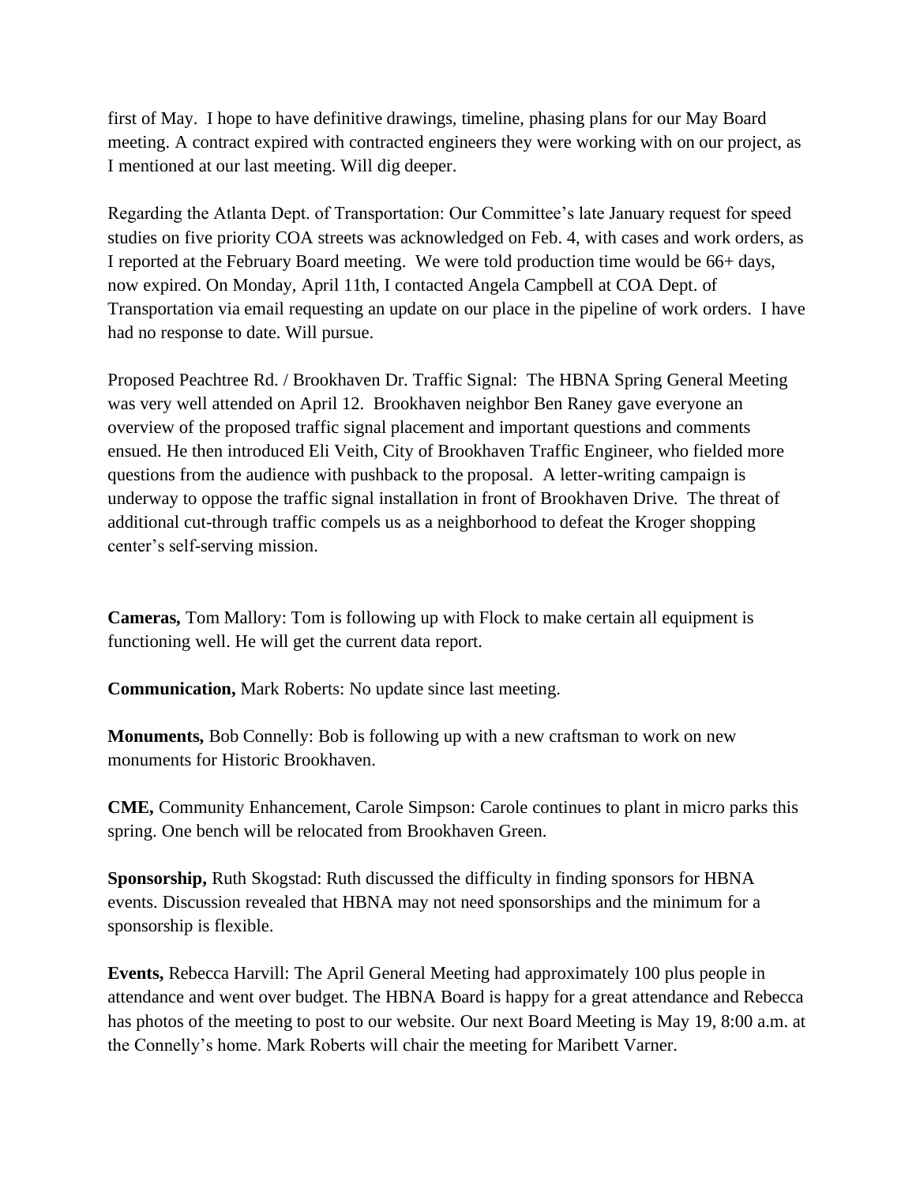first of May. I hope to have definitive drawings, timeline, phasing plans for our May Board meeting. A contract expired with contracted engineers they were working with on our project, as I mentioned at our last meeting. Will dig deeper.

Regarding the Atlanta Dept. of Transportation: Our Committee's late January request for speed studies on five priority COA streets was acknowledged on Feb. 4, with cases and work orders, as I reported at the February Board meeting. We were told production time would be 66+ days, now expired. On Monday, April 11th, I contacted Angela Campbell at COA Dept. of Transportation via email requesting an update on our place in the pipeline of work orders. I have had no response to date. Will pursue.

Proposed Peachtree Rd. / Brookhaven Dr. Traffic Signal: The HBNA Spring General Meeting was very well attended on April 12. Brookhaven neighbor Ben Raney gave everyone an overview of the proposed traffic signal placement and important questions and comments ensued. He then introduced Eli Veith, City of Brookhaven Traffic Engineer, who fielded more questions from the audience with pushback to the proposal. A letter-writing campaign is underway to oppose the traffic signal installation in front of Brookhaven Drive. The threat of additional cut-through traffic compels us as a neighborhood to defeat the Kroger shopping center's self-serving mission.

**Cameras,** Tom Mallory: Tom is following up with Flock to make certain all equipment is functioning well. He will get the current data report.

**Communication,** Mark Roberts: No update since last meeting.

**Monuments,** Bob Connelly: Bob is following up with a new craftsman to work on new monuments for Historic Brookhaven.

**CME,** Community Enhancement, Carole Simpson: Carole continues to plant in micro parks this spring. One bench will be relocated from Brookhaven Green.

**Sponsorship,** Ruth Skogstad: Ruth discussed the difficulty in finding sponsors for HBNA events. Discussion revealed that HBNA may not need sponsorships and the minimum for a sponsorship is flexible.

**Events,** Rebecca Harvill: The April General Meeting had approximately 100 plus people in attendance and went over budget. The HBNA Board is happy for a great attendance and Rebecca has photos of the meeting to post to our website. Our next Board Meeting is May 19, 8:00 a.m. at the Connelly's home. Mark Roberts will chair the meeting for Maribett Varner.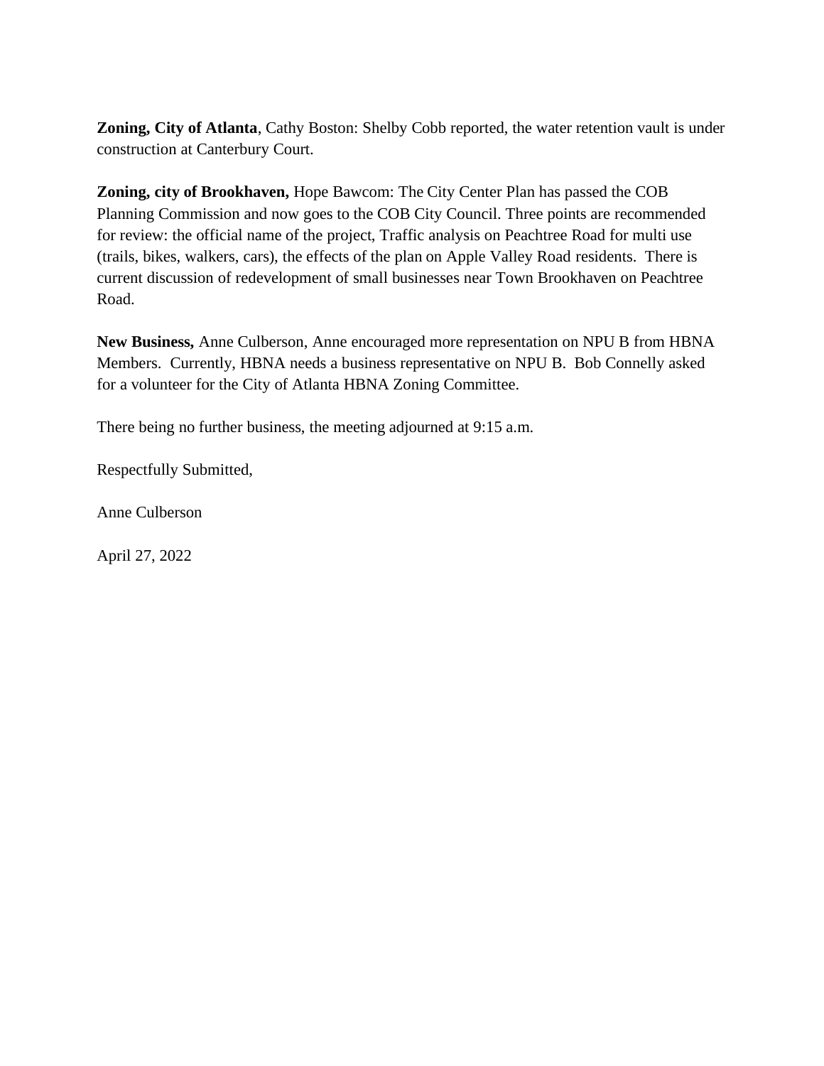**Zoning, City of Atlanta**, Cathy Boston: Shelby Cobb reported, the water retention vault is under construction at Canterbury Court.

**Zoning, city of Brookhaven,** Hope Bawcom: The City Center Plan has passed the COB Planning Commission and now goes to the COB City Council. Three points are recommended for review: the official name of the project, Traffic analysis on Peachtree Road for multi use (trails, bikes, walkers, cars), the effects of the plan on Apple Valley Road residents. There is current discussion of redevelopment of small businesses near Town Brookhaven on Peachtree Road.

**New Business,** Anne Culberson, Anne encouraged more representation on NPU B from HBNA Members. Currently, HBNA needs a business representative on NPU B. Bob Connelly asked for a volunteer for the City of Atlanta HBNA Zoning Committee.

There being no further business, the meeting adjourned at 9:15 a.m.

Respectfully Submitted,

Anne Culberson

April 27, 2022